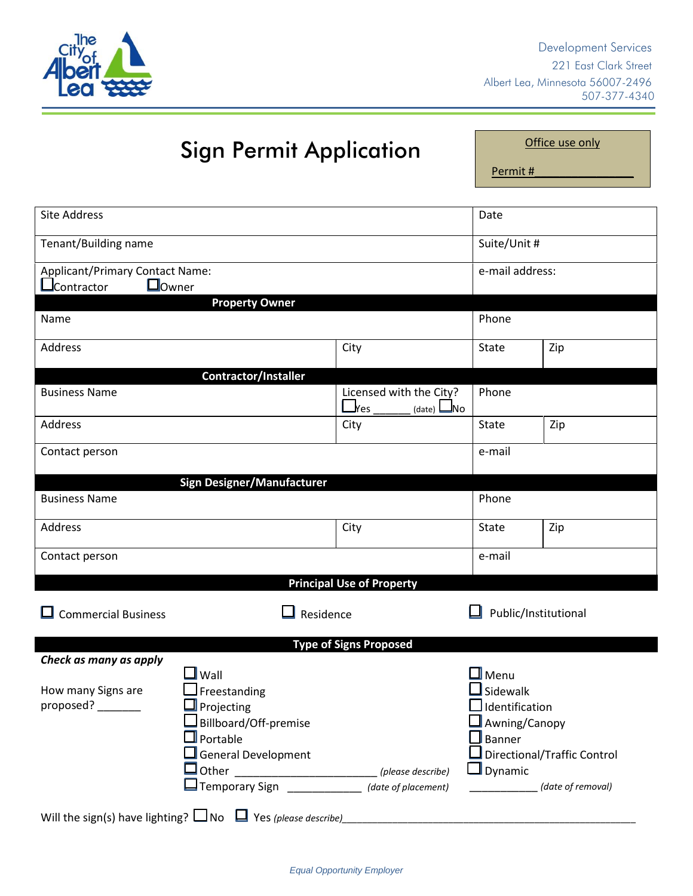Development Services
221 East Clark Street
Albert Lea, Minnesota 56007-2496
507-377-4340

# Sign Permit Application

**Office use only**

Permit # ________________

| Site Address | Date |
|---|---|
| Tenant/Building name | Suite/Unit # |
| Applicant/Primary Contact Name: ☐ Contractor ☐ Owner | e-mail address: |

| **Property Owner** | | | |
|---|---|---|---|
| Name | | Phone | |
| Address | City | State | Zip |

| **Contractor/Installer** | | | |
|---|---|---|---|
| Business Name | Licensed with the City? ☐ Yes ______ (date) ☐ No | Phone | |
| Address | City | State | Zip |
| Contact person | | e-mail | |

| **Sign Designer/Manufacturer** | | | |
|---|---|---|---|
| Business Name | | Phone | |
| Address | City | State | Zip |
| Contact person | | e-mail | |

**Principal Use of Property**

☐ Commercial Business ☐ Residence ☐ Public/Institutional

**Type of Signs Proposed**

***Check as many as apply***

How many Signs are proposed? _______

- ☐ Wall
- ☐ Freestanding
- ☐ Projecting
- ☐ Billboard/Off-premise
- ☐ Portable
- ☐ General Development
- ☐ Other _______________________ *(please describe)*
- ☐ Temporary Sign ____________ *(date of placement)* ____________ *(date of removal)*
- ☐ Menu
- ☐ Sidewalk
- ☐ Identification
- ☐ Awning/Canopy
- ☐ Banner
- ☐ Directional/Traffic Control
- ☐ Dynamic

Will the sign(s) have lighting? ☐ No ☐ Yes *(please describe)*_______________________________________________

*Equal Opportunity Employer*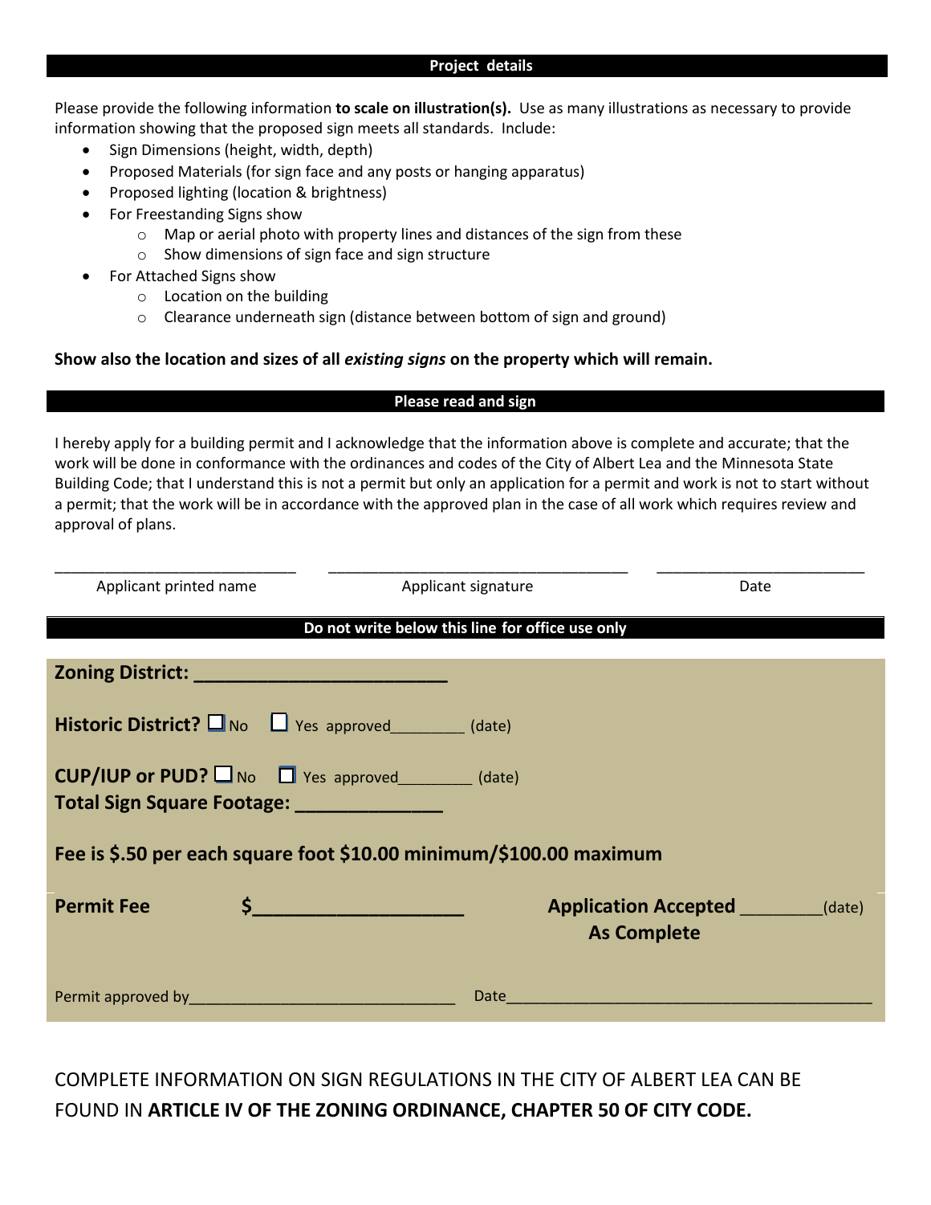## Project details

Please provide the following information **to scale on illustration(s).** Use as many illustrations as necessary to provide information showing that the proposed sign meets all standards. Include:

- Sign Dimensions (height, width, depth)
- Proposed Materials (for sign face and any posts or hanging apparatus)
- Proposed lighting (location & brightness)
- For Freestanding Signs show
  - Map or aerial photo with property lines and distances of the sign from these
  - Show dimensions of sign face and sign structure
- For Attached Signs show
  - Location on the building
  - Clearance underneath sign (distance between bottom of sign and ground)

**Show also the location and sizes of all *existing signs* on the property which will remain.**

## Please read and sign

I hereby apply for a building permit and I acknowledge that the information above is complete and accurate; that the work will be done in conformance with the ordinances and codes of the City of Albert Lea and the Minnesota State Building Code; that I understand this is not a permit but only an application for a permit and work is not to start without a permit; that the work will be in accordance with the approved plan in the case of all work which requires review and approval of plans.

_____________________________ _____________________________________ _________________________

Applicant printed name Applicant signature Date

## Do not write below this line for office use only

**Zoning District: ________________________**

**Historic District?** ☐ No ☐ Yes approved________ (date)

**CUP/IUP or PUD?** ☐ No ☐ Yes approved________ (date)

**Total Sign Square Footage: ______________**

**Fee is $.50 per each square foot $10.00 minimum/$100.00 maximum**

**Permit Fee** **$____________________** **Application Accepted As Complete** ________(date)

Permit approved by______________________________ Date__________________________________________

COMPLETE INFORMATION ON SIGN REGULATIONS IN THE CITY OF ALBERT LEA CAN BE FOUND IN **ARTICLE IV OF THE ZONING ORDINANCE, CHAPTER 50 OF CITY CODE.**